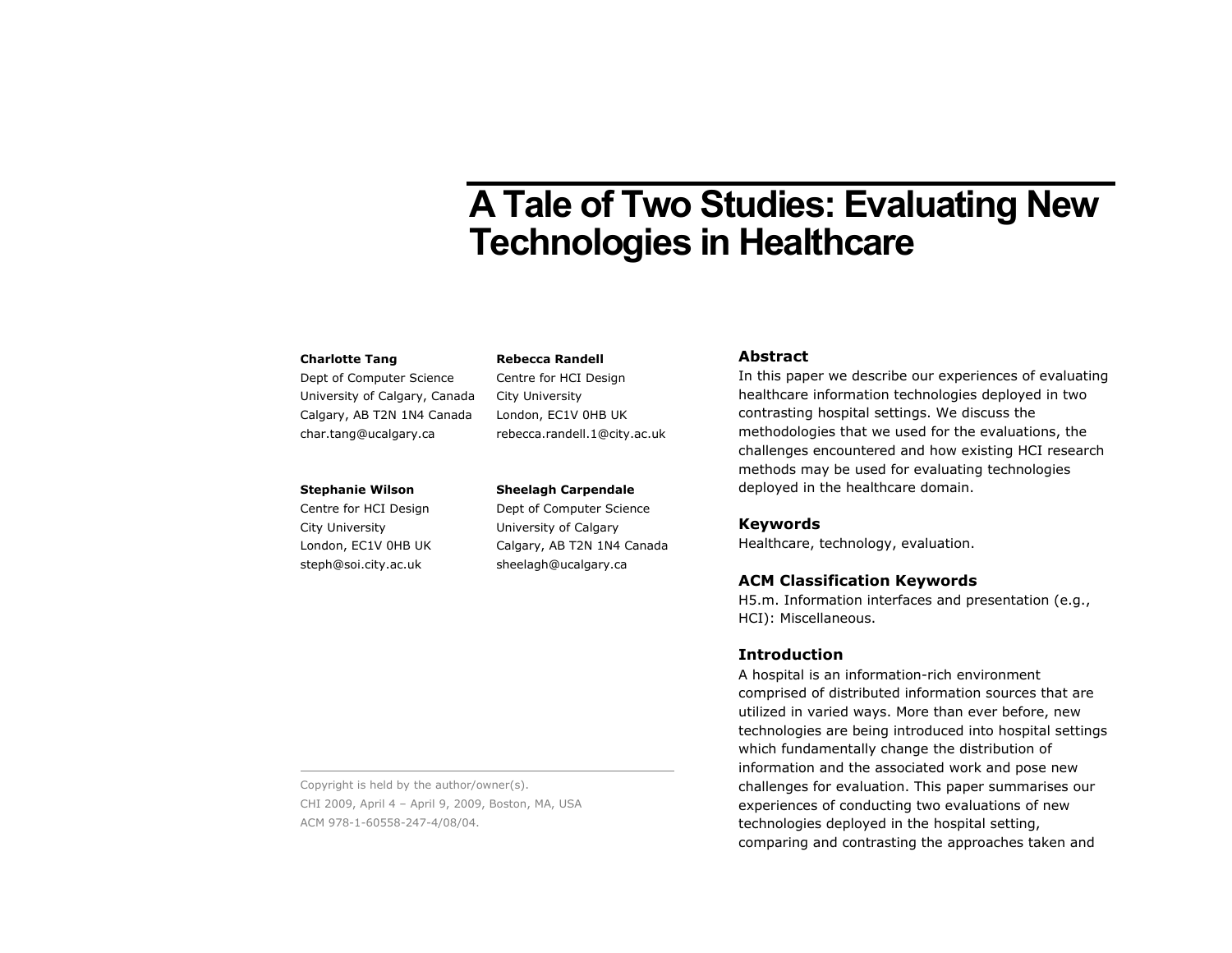# A Tale of Two Studies: Evaluating New Technologies in Healthcare

**Charlotte Tang**
Dept of Computer Science
University of Calgary, Canada
Calgary, AB T2N 1N4 Canada
char.tang@ucalgary.ca

**Rebecca Randell**
Centre for HCI Design
City University
London, EC1V 0HB UK
rebecca.randell.1@city.ac.uk

**Stephanie Wilson**
Centre for HCI Design
City University
London, EC1V 0HB UK
steph@soi.city.ac.uk

**Sheelagh Carpendale**
Dept of Computer Science
University of Calgary
Calgary, AB T2N 1N4 Canada
sheelagh@ucalgary.ca

Copyright is held by the author/owner(s).
CHI 2009, April 4 – April 9, 2009, Boston, MA, USA
ACM 978-1-60558-247-4/08/04.

## Abstract

In this paper we describe our experiences of evaluating healthcare information technologies deployed in two contrasting hospital settings. We discuss the methodologies that we used for the evaluations, the challenges encountered and how existing HCI research methods may be used for evaluating technologies deployed in the healthcare domain.

## Keywords

Healthcare, technology, evaluation.

## ACM Classification Keywords

H5.m. Information interfaces and presentation (e.g., HCI): Miscellaneous.

## Introduction

A hospital is an information-rich environment comprised of distributed information sources that are utilized in varied ways. More than ever before, new technologies are being introduced into hospital settings which fundamentally change the distribution of information and the associated work and pose new challenges for evaluation. This paper summarises our experiences of conducting two evaluations of new technologies deployed in the hospital setting, comparing and contrasting the approaches taken and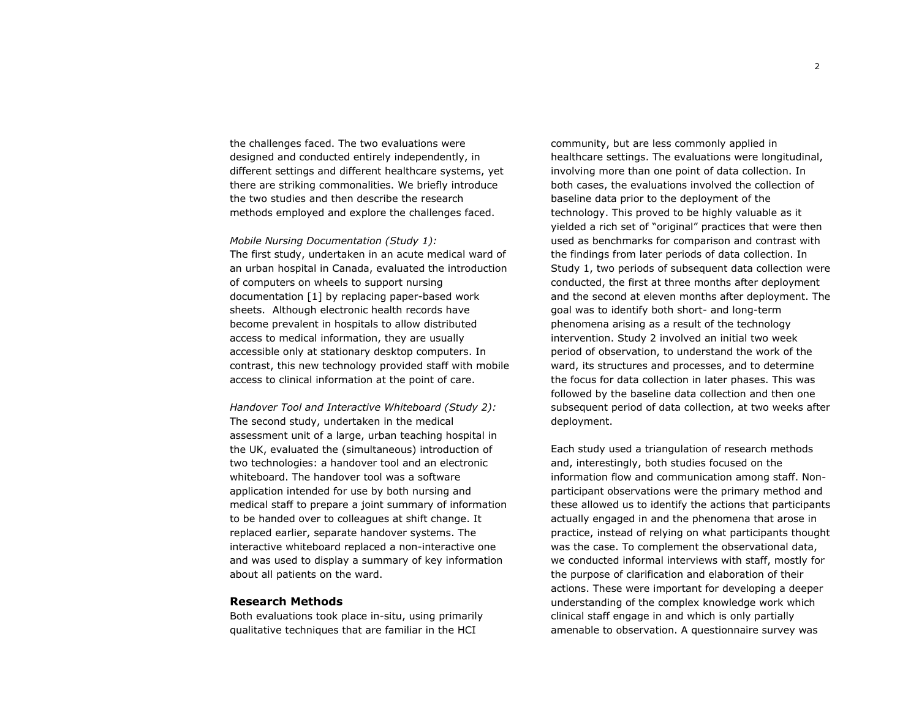the challenges faced. The two evaluations were designed and conducted entirely independently, in different settings and different healthcare systems, yet there are striking commonalities. We briefly introduce the two studies and then describe the research methods employed and explore the challenges faced.

*Mobile Nursing Documentation (Study 1):*
The first study, undertaken in an acute medical ward of an urban hospital in Canada, evaluated the introduction of computers on wheels to support nursing documentation [1] by replacing paper-based work sheets. Although electronic health records have become prevalent in hospitals to allow distributed access to medical information, they are usually accessible only at stationary desktop computers. In contrast, this new technology provided staff with mobile access to clinical information at the point of care.

*Handover Tool and Interactive Whiteboard (Study 2):*
The second study, undertaken in the medical assessment unit of a large, urban teaching hospital in the UK, evaluated the (simultaneous) introduction of two technologies: a handover tool and an electronic whiteboard. The handover tool was a software application intended for use by both nursing and medical staff to prepare a joint summary of information to be handed over to colleagues at shift change. It replaced earlier, separate handover systems. The interactive whiteboard replaced a non-interactive one and was used to display a summary of key information about all patients on the ward.

## Research Methods

Both evaluations took place in-situ, using primarily qualitative techniques that are familiar in the HCI community, but are less commonly applied in healthcare settings. The evaluations were longitudinal, involving more than one point of data collection. In both cases, the evaluations involved the collection of baseline data prior to the deployment of the technology. This proved to be highly valuable as it yielded a rich set of "original" practices that were then used as benchmarks for comparison and contrast with the findings from later periods of data collection. In Study 1, two periods of subsequent data collection were conducted, the first at three months after deployment and the second at eleven months after deployment. The goal was to identify both short- and long-term phenomena arising as a result of the technology intervention. Study 2 involved an initial two week period of observation, to understand the work of the ward, its structures and processes, and to determine the focus for data collection in later phases. This was followed by the baseline data collection and then one subsequent period of data collection, at two weeks after deployment.

Each study used a triangulation of research methods and, interestingly, both studies focused on the information flow and communication among staff. Non-participant observations were the primary method and these allowed us to identify the actions that participants actually engaged in and the phenomena that arose in practice, instead of relying on what participants thought was the case. To complement the observational data, we conducted informal interviews with staff, mostly for the purpose of clarification and elaboration of their actions. These were important for developing a deeper understanding of the complex knowledge work which clinical staff engage in and which is only partially amenable to observation. A questionnaire survey was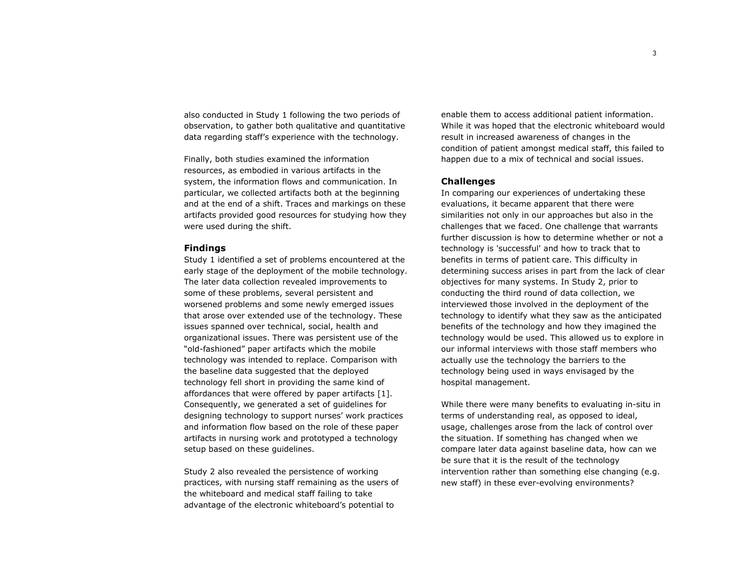also conducted in Study 1 following the two periods of observation, to gather both qualitative and quantitative data regarding staff's experience with the technology.

Finally, both studies examined the information resources, as embodied in various artifacts in the system, the information flows and communication. In particular, we collected artifacts both at the beginning and at the end of a shift. Traces and markings on these artifacts provided good resources for studying how they were used during the shift.

## Findings

Study 1 identified a set of problems encountered at the early stage of the deployment of the mobile technology. The later data collection revealed improvements to some of these problems, several persistent and worsened problems and some newly emerged issues that arose over extended use of the technology. These issues spanned over technical, social, health and organizational issues. There was persistent use of the "old-fashioned" paper artifacts which the mobile technology was intended to replace. Comparison with the baseline data suggested that the deployed technology fell short in providing the same kind of affordances that were offered by paper artifacts [1]. Consequently, we generated a set of guidelines for designing technology to support nurses' work practices and information flow based on the role of these paper artifacts in nursing work and prototyped a technology setup based on these guidelines.

Study 2 also revealed the persistence of working practices, with nursing staff remaining as the users of the whiteboard and medical staff failing to take advantage of the electronic whiteboard's potential to enable them to access additional patient information. While it was hoped that the electronic whiteboard would result in increased awareness of changes in the condition of patient amongst medical staff, this failed to happen due to a mix of technical and social issues.

## Challenges

In comparing our experiences of undertaking these evaluations, it became apparent that there were similarities not only in our approaches but also in the challenges that we faced. One challenge that warrants further discussion is how to determine whether or not a technology is 'successful' and how to track that to benefits in terms of patient care. This difficulty in determining success arises in part from the lack of clear objectives for many systems. In Study 2, prior to conducting the third round of data collection, we interviewed those involved in the deployment of the technology to identify what they saw as the anticipated benefits of the technology and how they imagined the technology would be used. This allowed us to explore in our informal interviews with those staff members who actually use the technology the barriers to the technology being used in ways envisaged by the hospital management.

While there were many benefits to evaluating in-situ in terms of understanding real, as opposed to ideal, usage, challenges arose from the lack of control over the situation. If something has changed when we compare later data against baseline data, how can we be sure that it is the result of the technology intervention rather than something else changing (e.g. new staff) in these ever-evolving environments?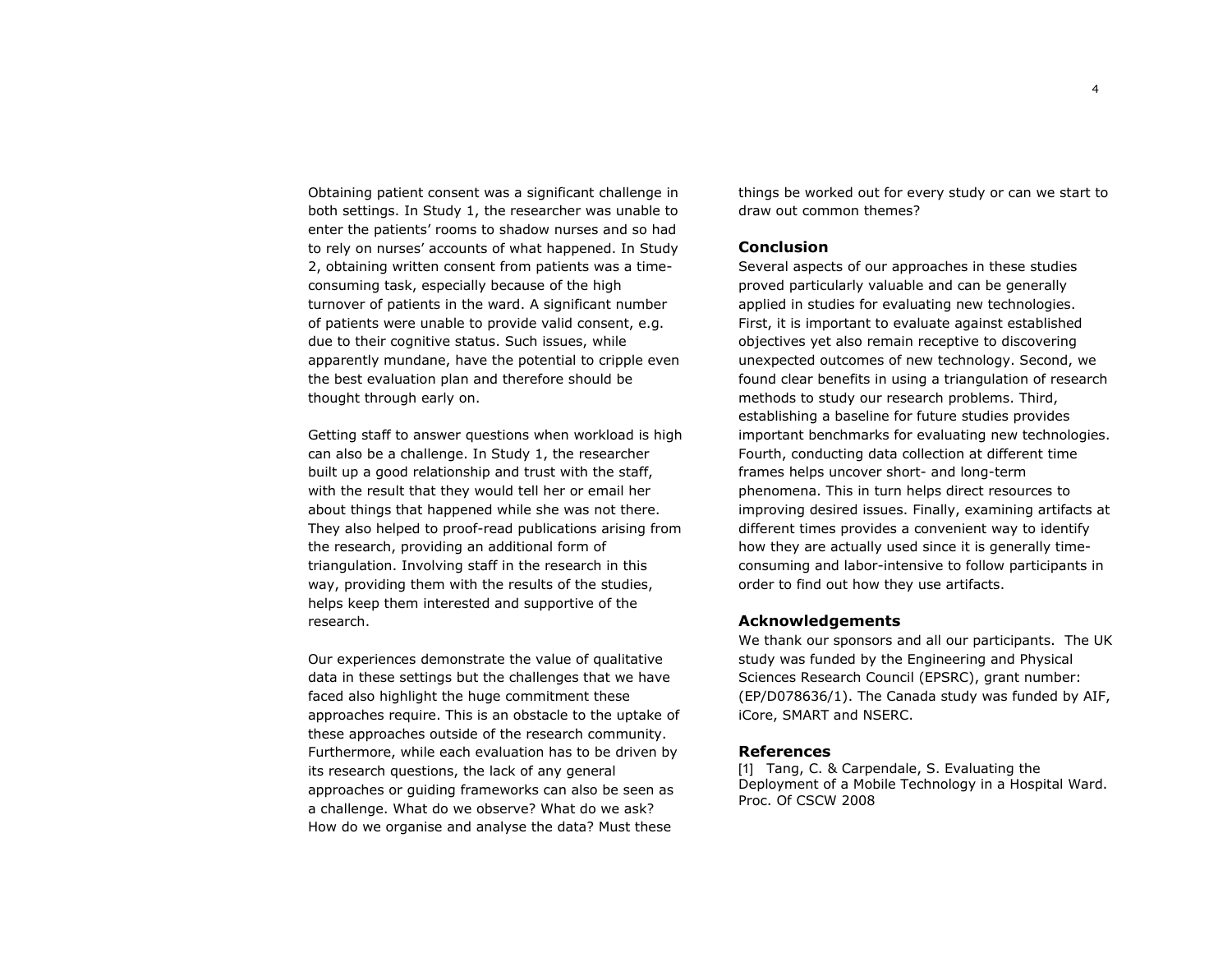Obtaining patient consent was a significant challenge in both settings. In Study 1, the researcher was unable to enter the patients' rooms to shadow nurses and so had to rely on nurses' accounts of what happened. In Study 2, obtaining written consent from patients was a time-consuming task, especially because of the high turnover of patients in the ward. A significant number of patients were unable to provide valid consent, e.g. due to their cognitive status. Such issues, while apparently mundane, have the potential to cripple even the best evaluation plan and therefore should be thought through early on.

Getting staff to answer questions when workload is high can also be a challenge. In Study 1, the researcher built up a good relationship and trust with the staff, with the result that they would tell her or email her about things that happened while she was not there. They also helped to proof-read publications arising from the research, providing an additional form of triangulation. Involving staff in the research in this way, providing them with the results of the studies, helps keep them interested and supportive of the research.

Our experiences demonstrate the value of qualitative data in these settings but the challenges that we have faced also highlight the huge commitment these approaches require. This is an obstacle to the uptake of these approaches outside of the research community. Furthermore, while each evaluation has to be driven by its research questions, the lack of any general approaches or guiding frameworks can also be seen as a challenge. What do we observe? What do we ask? How do we organise and analyse the data? Must these things be worked out for every study or can we start to draw out common themes?

## Conclusion

Several aspects of our approaches in these studies proved particularly valuable and can be generally applied in studies for evaluating new technologies. First, it is important to evaluate against established objectives yet also remain receptive to discovering unexpected outcomes of new technology. Second, we found clear benefits in using a triangulation of research methods to study our research problems. Third, establishing a baseline for future studies provides important benchmarks for evaluating new technologies. Fourth, conducting data collection at different time frames helps uncover short- and long-term phenomena. This in turn helps direct resources to improving desired issues. Finally, examining artifacts at different times provides a convenient way to identify how they are actually used since it is generally time-consuming and labor-intensive to follow participants in order to find out how they use artifacts.

## Acknowledgements

We thank our sponsors and all our participants. The UK study was funded by the Engineering and Physical Sciences Research Council (EPSRC), grant number: (EP/D078636/1). The Canada study was funded by AIF, iCore, SMART and NSERC.

## References

[1] Tang, C. & Carpendale, S. Evaluating the Deployment of a Mobile Technology in a Hospital Ward. Proc. Of CSCW 2008